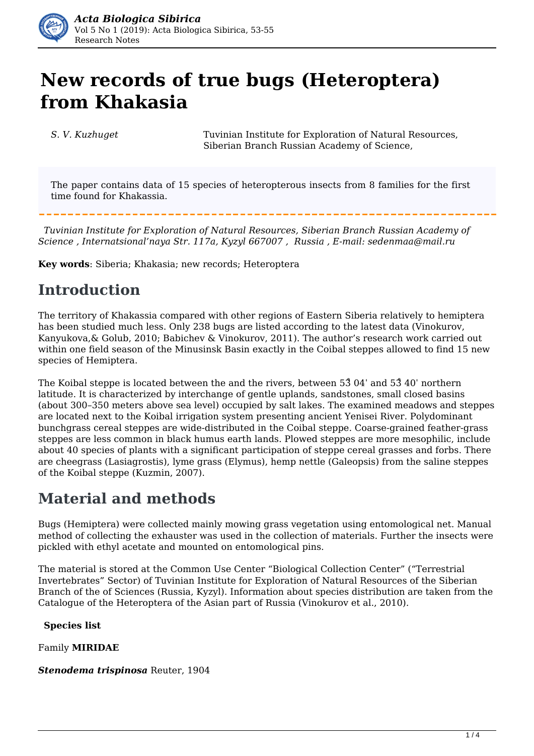# New records of true bugs (Heteroptera) from Khakasia

*S. V. Kuzhuget* — Tuvinian Institute for Exploration of Natural Resources, Siberian Branch Russian Academy of Science,

The paper contains data of 15 species of heteropterous insects from 8 families for the first time found for Khakassia.

*Tuvinian Institute for Exploration of Natural Resources, Siberian Branch Russian Academy of Science , Internatsional'naya Str. 117a, Kyzyl 667007 , Russia , E-mail: sedenmaa@mail.ru*

**Key words**: Siberia; Khakasia; new records; Heteroptera

## Introduction

The territory of Khakassia compared with other regions of Eastern Siberia relatively to hemiptera has been studied much less. Only 238 bugs are listed according to the latest data (Vinokurov, Kanyukova,& Golub, 2010; Babichev & Vinokurov, 2011). The author's research work carried out within one field season of the Minusinsk Basin exactly in the Coibal steppes allowed to find 15 new species of Hemiptera.

The Koibal steppe is located between the and the rivers, between 53̊ 04' and 53̊ 40' northern latitude. It is characterized by interchange of gentle uplands, sandstones, small closed basins (about 300–350 meters above sea level) occupied by salt lakes. The examined meadows and steppes are located next to the Koibal irrigation system presenting ancient Yenisei River. Polydominant bunchgrass cereal steppes are wide-distributed in the Coibal steppe. Coarse-grained feather-grass steppes are less common in black humus earth lands. Plowed steppes are more mesophilic, include about 40 species of plants with a significant participation of steppe cereal grasses and forbs. There are cheegrass (Lasiagrostis), lyme grass (Elymus), hemp nettle (Galeopsis) from the saline steppes of the Koibal steppe (Kuzmin, 2007).

## Material and methods

Bugs (Hemiptera) were collected mainly mowing grass vegetation using entomological net. Manual method of collecting the exhauster was used in the collection of materials. Further the insects were pickled with ethyl acetate and mounted on entomological pins.

The material is stored at the Common Use Center "Biological Collection Center" ("Terrestrial Invertebrates" Sector) of Tuvinian Institute for Exploration of Natural Resources of the Siberian Branch of the of Sciences (Russia, Kyzyl). Information about species distribution are taken from the Catalogue of the Heteroptera of the Asian part of Russia (Vinokurov et al., 2010).

**Species list**

Family **MIRIDAE**

***Stenodema trispinosa*** Reuter, 1904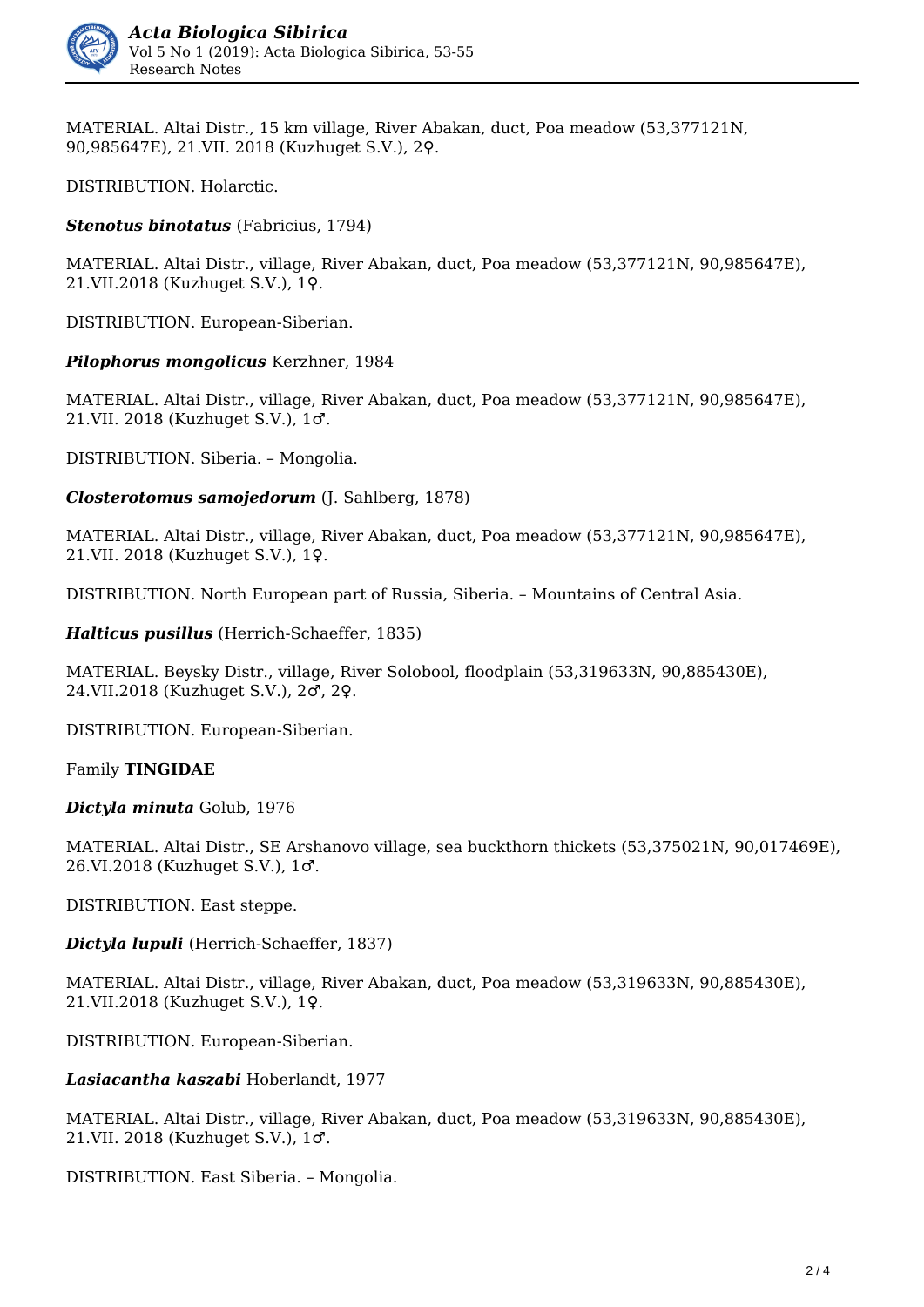MATERIAL. Altai Distr., 15 km village, River Abakan, duct, Poa meadow (53,377121N, 90,985647E), 21.VII. 2018 (Kuzhuget S.V.), 2♀.

DISTRIBUTION. Holarctic.

***Stenotus binotatus*** (Fabricius, 1794)

MATERIAL. Altai Distr., village, River Abakan, duct, Poa meadow (53,377121N, 90,985647E), 21.VII.2018 (Kuzhuget S.V.), 1♀.

DISTRIBUTION. European-Siberian.

***Pilophorus mongolicus*** Kerzhner, 1984

MATERIAL. Altai Distr., village, River Abakan, duct, Poa meadow (53,377121N, 90,985647E), 21.VII. 2018 (Kuzhuget S.V.), 1♂.

DISTRIBUTION. Siberia. – Mongolia.

***Closterotomus samojedorum*** (J. Sahlberg, 1878)

MATERIAL. Altai Distr., village, River Abakan, duct, Poa meadow (53,377121N, 90,985647E), 21.VII. 2018 (Kuzhuget S.V.), 1♀.

DISTRIBUTION. North European part of Russia, Siberia. – Mountains of Central Asia.

***Halticus pusillus*** (Herrich-Schaeffer, 1835)

MATERIAL. Beysky Distr., village, River Solobool, floodplain (53,319633N, 90,885430E), 24.VII.2018 (Kuzhuget S.V.), 2♂, 2♀.

DISTRIBUTION. European-Siberian.

Family **TINGIDAE**

***Dictyla minuta*** Golub, 1976

MATERIAL. Altai Distr., SE Arshanovo village, sea buckthorn thickets (53,375021N, 90,017469E), 26.VI.2018 (Kuzhuget S.V.), 1♂.

DISTRIBUTION. East steppe.

***Dictyla lupuli*** (Herrich-Schaeffer, 1837)

MATERIAL. Altai Distr., village, River Abakan, duct, Poa meadow (53,319633N, 90,885430E), 21.VII.2018 (Kuzhuget S.V.), 1♀.

DISTRIBUTION. European-Siberian.

***Lasiacantha kaszabi*** Hoberlandt, 1977

MATERIAL. Altai Distr., village, River Abakan, duct, Poa meadow (53,319633N, 90,885430E), 21.VII. 2018 (Kuzhuget S.V.), 1♂.

DISTRIBUTION. East Siberia. – Mongolia.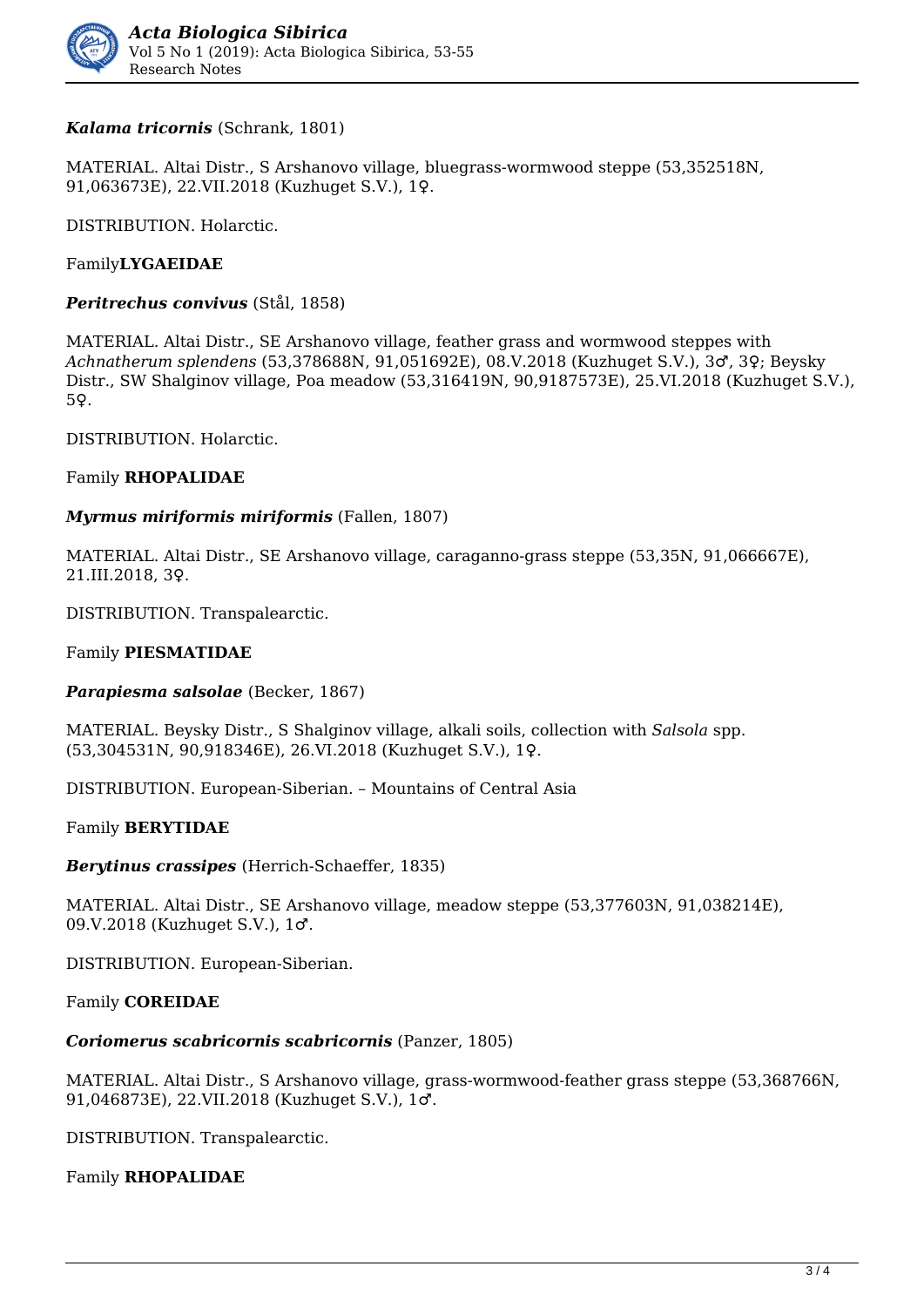***Kalama tricornis*** (Schrank, 1801)

MATERIAL. Altai Distr., S Arshanovo village, bluegrass-wormwood steppe (53,352518N, 91,063673E), 22.VII.2018 (Kuzhuget S.V.), 1♀.

DISTRIBUTION. Holarctic.

Family**LYGAEIDAE**

***Peritrechus convivus*** (Stål, 1858)

MATERIAL. Altai Distr., SE Arshanovo village, feather grass and wormwood steppes with *Achnatherum splendens* (53,378688N, 91,051692E), 08.V.2018 (Kuzhuget S.V.), 3♂, 3♀; Beysky Distr., SW Shalginov village, Poa meadow (53,316419N, 90,9187573E), 25.VI.2018 (Kuzhuget S.V.), 5♀.

DISTRIBUTION. Holarctic.

Family **RHOPALIDAE**

***Myrmus miriformis miriformis*** (Fallen, 1807)

MATERIAL. Altai Distr., SE Arshanovo village, caraganno-grass steppe (53,35N, 91,066667E), 21.III.2018, 3♀.

DISTRIBUTION. Transpalearctic.

Family **PIESMATIDAE**

***Parapiesma salsolae*** (Becker, 1867)

MATERIAL. Beysky Distr., S Shalginov village, alkali soils, collection with *Salsola* spp. (53,304531N, 90,918346E), 26.VI.2018 (Kuzhuget S.V.), 1♀.

DISTRIBUTION. European-Siberian. – Mountains of Central Asia

Family **BERYTIDAE**

***Berytinus crassipes*** (Herrich-Schaeffer, 1835)

MATERIAL. Altai Distr., SE Arshanovo village, meadow steppe (53,377603N, 91,038214E), 09.V.2018 (Kuzhuget S.V.), 1♂.

DISTRIBUTION. European-Siberian.

Family **COREIDAE**

***Coriomerus scabricornis scabricornis*** (Panzer, 1805)

MATERIAL. Altai Distr., S Arshanovo village, grass-wormwood-feather grass steppe (53,368766N, 91,046873E), 22.VII.2018 (Kuzhuget S.V.), 1♂.

DISTRIBUTION. Transpalearctic.

Family **RHOPALIDAE**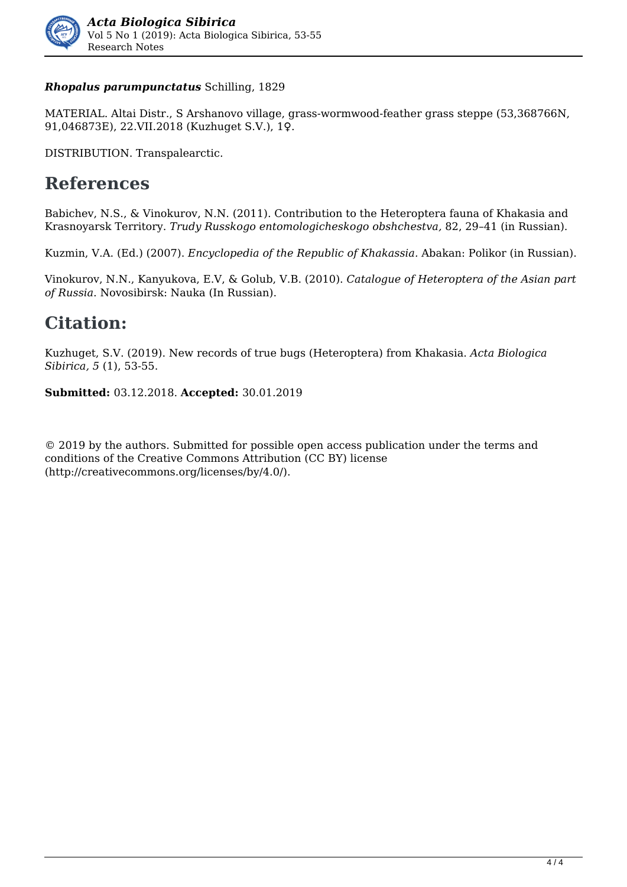***Rhopalus parumpunctatus*** Schilling, 1829

MATERIAL. Altai Distr., S Arshanovo village, grass-wormwood-feather grass steppe (53,368766N, 91,046873E), 22.VII.2018 (Kuzhuget S.V.), 1♀.

DISTRIBUTION. Transpalearctic.

## References

Babichev, N.S., & Vinokurov, N.N. (2011). Contribution to the Heteroptera fauna of Khakasia and Krasnoyarsk Territory. *Trudy Russkogo entomologicheskogo obshchestva,* 82, 29–41 (in Russian).

Kuzmin, V.A. (Ed.) (2007). *Encyclopedia of the Republic of Khakassia*. Abakan: Polikor (in Russian).

Vinokurov, N.N., Kanyukova, E.V, & Golub, V.B. (2010). *Catalogue of Heteroptera of the Asian part of Russia*. Novosibirsk: Nauka (In Russian).

## Citation:

Kuzhuget, S.V. (2019). New records of true bugs (Heteroptera) from Khakasia. *Acta Biologica Sibirica, 5* (1), 53-55.

**Submitted:** 03.12.2018. **Accepted:** 30.01.2019

© 2019 by the authors. Submitted for possible open access publication under the terms and conditions of the Creative Commons Attribution (CC BY) license (http://creativecommons.org/licenses/by/4.0/).